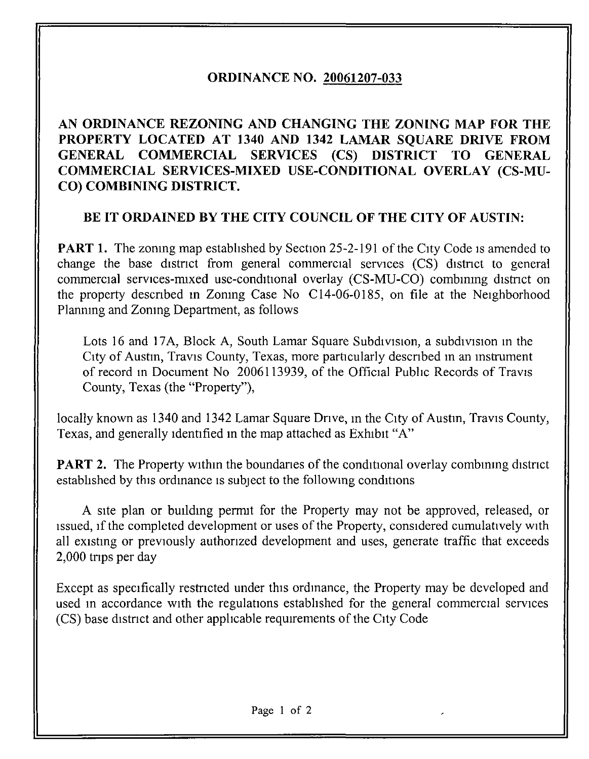## ORDINANCE NO. 20061207-033

**AN ORDINANCE REZONING AND CHANGING THE ZONING MAP FOR THE PROPERTY LOCATED AT 1340 AND 1342 LAMAR SQUARE DRIVE FROM GENERAL COMMERCIAL SERVICES (CS) DISTRICT TO GENERAL COMMERCIAL SERVICES-MIXED USE-CONDITIONAL OVERLAY (CS-MU-CO) COMBINING DISTRICT.**

**BE IT ORDAINED BY THE CITY COUNCIL OF THE CITY OF AUSTIN:**

**PART 1.** The zoning map established by Section 25-2-191 of the City Code is amended to change the base district from general commercial services (CS) district to general commercial services-mixed use-conditional overlay (CS-MU-CO) combining district on the property described in Zoning Case No C14-06-0185, on file at the Neighborhood Planning and Zoning Department, as follows

> Lots 16 and 17A, Block A, South Lamar Square Subdivision, a subdivision in the City of Austin, Travis County, Texas, more particularly described in an instrument of record in Document No 2006113939, of the Official Public Records of Travis County, Texas (the "Property"),

locally known as 1340 and 1342 Lamar Square Drive, in the City of Austin, Travis County, Texas, and generally identified in the map attached as Exhibit "A"

**PART 2.** The Property within the boundaries of the conditional overlay combining district established by this ordinance is subject to the following conditions

A site plan or building permit for the Property may not be approved, released, or issued, if the completed development or uses of the Property, considered cumulatively with all existing or previously authorized development and uses, generate traffic that exceeds 2,000 trips per day

Except as specifically restricted under this ordinance, the Property may be developed and used in accordance with the regulations established for the general commercial services (CS) base district and other applicable requirements of the City Code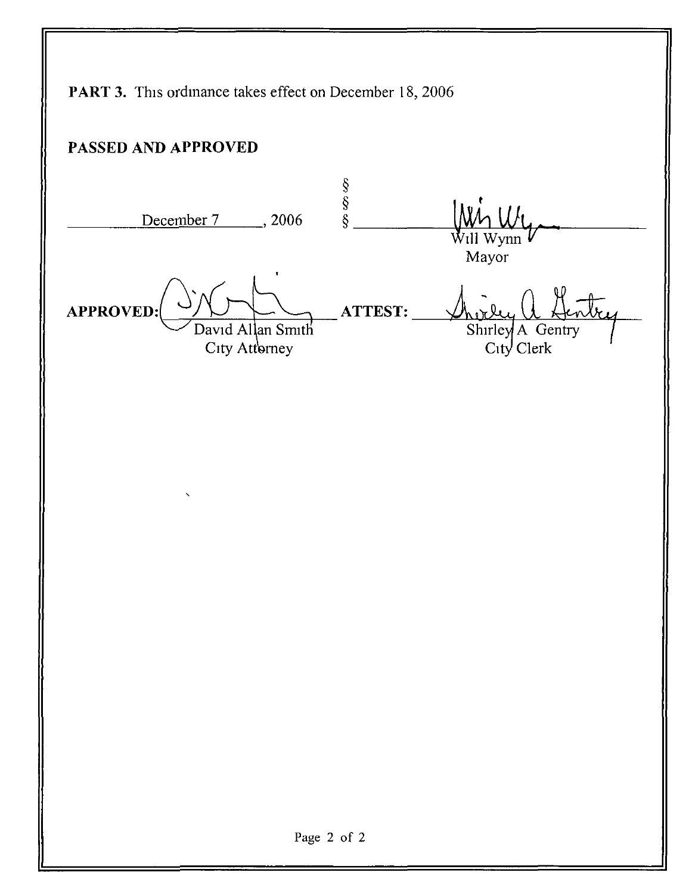**PART 3.** This ordinance takes effect on December 18, 2006

**PASSED AND APPROVED**

December 7, 2006 § § § Will Wynn
Mayor

**APPROVED:** David Allan Smith
City Attorney

**ATTEST:** Shirley A Gentry
City Clerk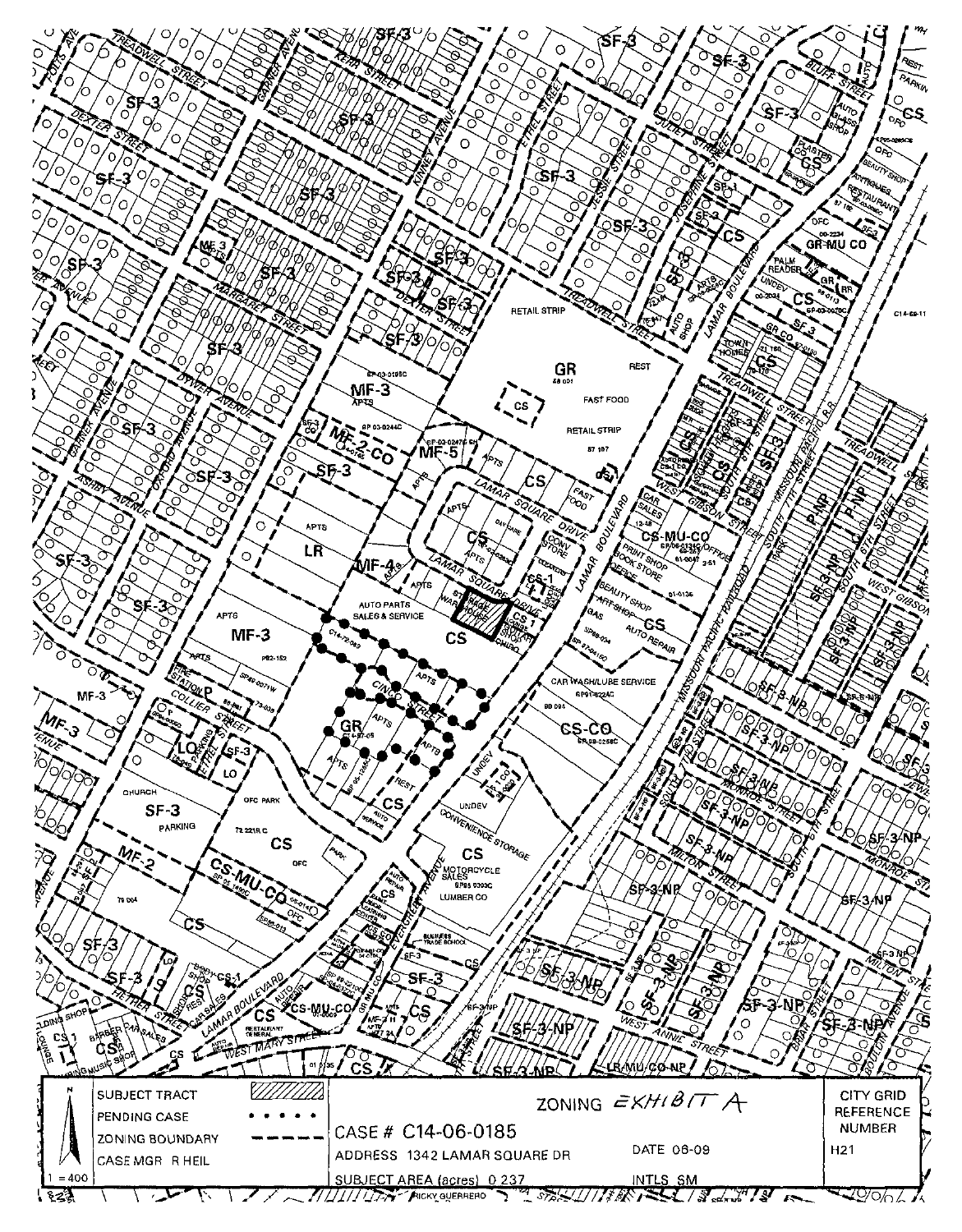SUBJECT TRACT

PENDING CASE

ZONING BOUNDARY

CASE MGR R HEIL

N

1" = 400'

ZONING EXHIBIT A

CASE # C14-06-0185

ADDRESS 1342 LAMAR SQUARE DR

SUBJECT AREA (acres) 0.237

DATE 06-09

INTLS SM

CITY GRID REFERENCE NUMBER

H21